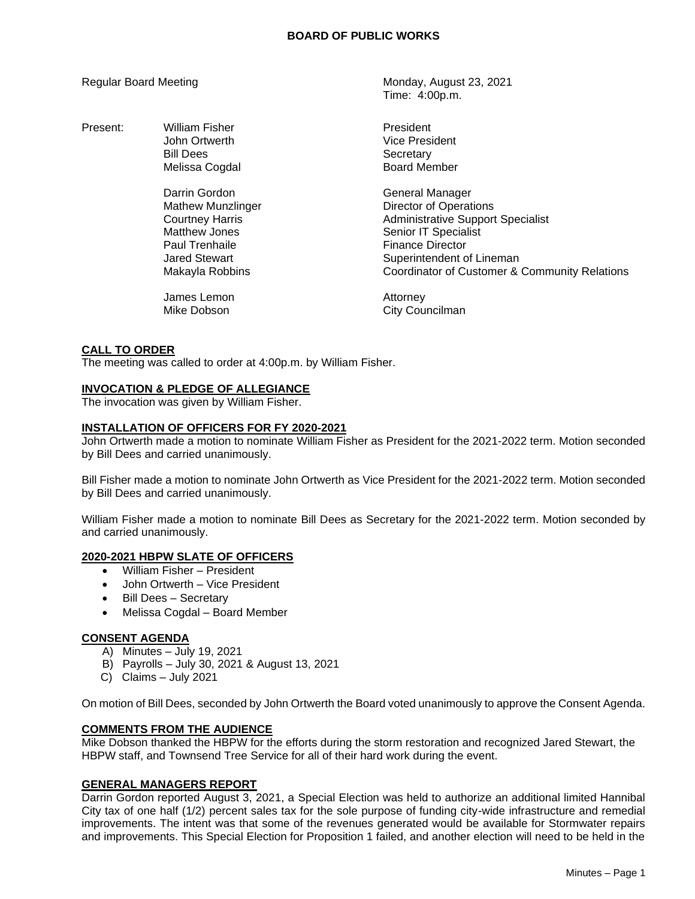## BOARD OF PUBLIC WORKS

Regular Board Meeting — Monday, August 23, 2021
Time: 4:00p.m.

| Present: | | |
|---|---|---|
| | William Fisher | President |
| | John Ortwerth | Vice President |
| | Bill Dees | Secretary |
| | Melissa Cogdal | Board Member |
| | Darrin Gordon | General Manager |
| | Mathew Munzlinger | Director of Operations |
| | Courtney Harris | Administrative Support Specialist |
| | Matthew Jones | Senior IT Specialist |
| | Paul Trenhaile | Finance Director |
| | Jared Stewart | Superintendent of Lineman |
| | Makayla Robbins | Coordinator of Customer & Community Relations |
| | James Lemon | Attorney |
| | Mike Dobson | City Councilman |

### CALL TO ORDER

The meeting was called to order at 4:00p.m. by William Fisher.

### INVOCATION & PLEDGE OF ALLEGIANCE

The invocation was given by William Fisher.

### INSTALLATION OF OFFICERS FOR FY 2020-2021

John Ortwerth made a motion to nominate William Fisher as President for the 2021-2022 term. Motion seconded by Bill Dees and carried unanimously.

Bill Fisher made a motion to nominate John Ortwerth as Vice President for the 2021-2022 term. Motion seconded by Bill Dees and carried unanimously.

William Fisher made a motion to nominate Bill Dees as Secretary for the 2021-2022 term. Motion seconded by and carried unanimously.

### 2020-2021 HBPW SLATE OF OFFICERS

- William Fisher – President
- John Ortwerth – Vice President
- Bill Dees – Secretary
- Melissa Cogdal – Board Member

### CONSENT AGENDA

A) Minutes – July 19, 2021
B) Payrolls – July 30, 2021 & August 13, 2021
C) Claims – July 2021

On motion of Bill Dees, seconded by John Ortwerth the Board voted unanimously to approve the Consent Agenda.

### COMMENTS FROM THE AUDIENCE

Mike Dobson thanked the HBPW for the efforts during the storm restoration and recognized Jared Stewart, the HBPW staff, and Townsend Tree Service for all of their hard work during the event.

### GENERAL MANAGERS REPORT

Darrin Gordon reported August 3, 2021, a Special Election was held to authorize an additional limited Hannibal City tax of one half (1/2) percent sales tax for the sole purpose of funding city-wide infrastructure and remedial improvements. The intent was that some of the revenues generated would be available for Stormwater repairs and improvements. This Special Election for Proposition 1 failed, and another election will need to be held in the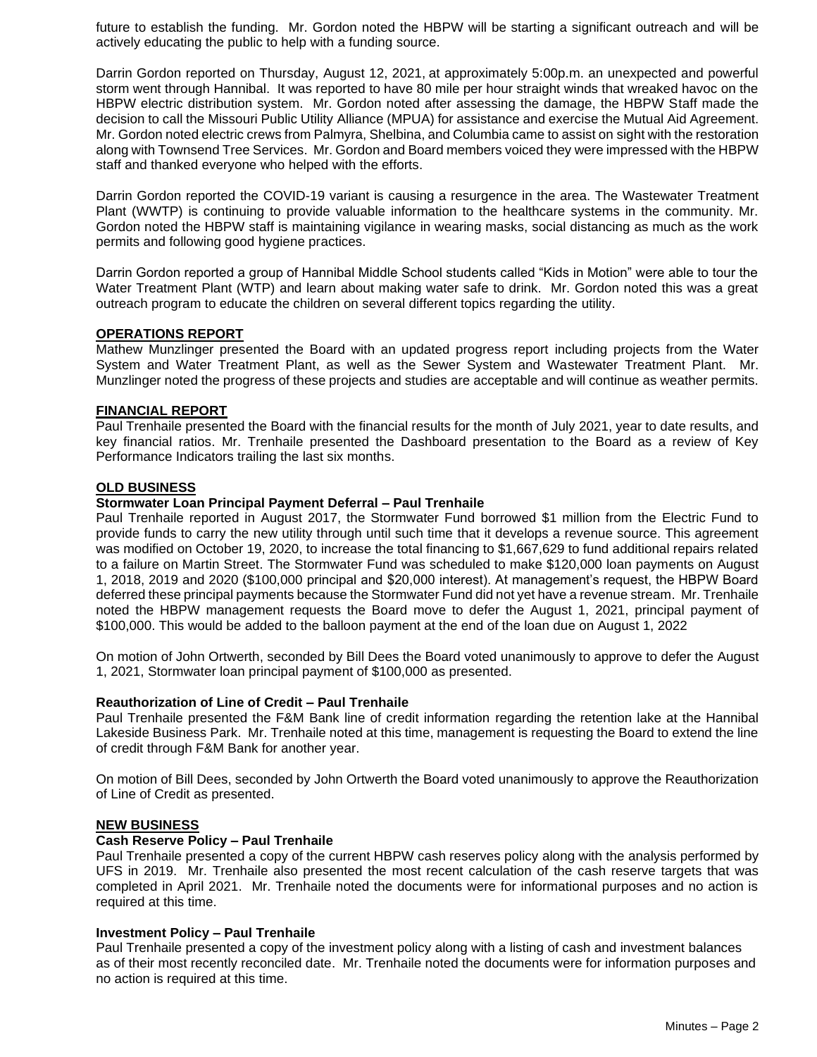future to establish the funding. Mr. Gordon noted the HBPW will be starting a significant outreach and will be actively educating the public to help with a funding source.

Darrin Gordon reported on Thursday, August 12, 2021, at approximately 5:00p.m. an unexpected and powerful storm went through Hannibal. It was reported to have 80 mile per hour straight winds that wreaked havoc on the HBPW electric distribution system. Mr. Gordon noted after assessing the damage, the HBPW Staff made the decision to call the Missouri Public Utility Alliance (MPUA) for assistance and exercise the Mutual Aid Agreement. Mr. Gordon noted electric crews from Palmyra, Shelbina, and Columbia came to assist on sight with the restoration along with Townsend Tree Services. Mr. Gordon and Board members voiced they were impressed with the HBPW staff and thanked everyone who helped with the efforts.

Darrin Gordon reported the COVID-19 variant is causing a resurgence in the area. The Wastewater Treatment Plant (WWTP) is continuing to provide valuable information to the healthcare systems in the community. Mr. Gordon noted the HBPW staff is maintaining vigilance in wearing masks, social distancing as much as the work permits and following good hygiene practices.

Darrin Gordon reported a group of Hannibal Middle School students called "Kids in Motion" were able to tour the Water Treatment Plant (WTP) and learn about making water safe to drink. Mr. Gordon noted this was a great outreach program to educate the children on several different topics regarding the utility.

## OPERATIONS REPORT

Mathew Munzlinger presented the Board with an updated progress report including projects from the Water System and Water Treatment Plant, as well as the Sewer System and Wastewater Treatment Plant. Mr. Munzlinger noted the progress of these projects and studies are acceptable and will continue as weather permits.

## FINANCIAL REPORT

Paul Trenhaile presented the Board with the financial results for the month of July 2021, year to date results, and key financial ratios. Mr. Trenhaile presented the Dashboard presentation to the Board as a review of Key Performance Indicators trailing the last six months.

## OLD BUSINESS

### Stormwater Loan Principal Payment Deferral – Paul Trenhaile

Paul Trenhaile reported in August 2017, the Stormwater Fund borrowed $1 million from the Electric Fund to provide funds to carry the new utility through until such time that it develops a revenue source. This agreement was modified on October 19, 2020, to increase the total financing to $1,667,629 to fund additional repairs related to a failure on Martin Street. The Stormwater Fund was scheduled to make $120,000 loan payments on August 1, 2018, 2019 and 2020 ($100,000 principal and $20,000 interest). At management's request, the HBPW Board deferred these principal payments because the Stormwater Fund did not yet have a revenue stream. Mr. Trenhaile noted the HBPW management requests the Board move to defer the August 1, 2021, principal payment of $100,000. This would be added to the balloon payment at the end of the loan due on August 1, 2022

On motion of John Ortwerth, seconded by Bill Dees the Board voted unanimously to approve to defer the August 1, 2021, Stormwater loan principal payment of $100,000 as presented.

### Reauthorization of Line of Credit – Paul Trenhaile

Paul Trenhaile presented the F&M Bank line of credit information regarding the retention lake at the Hannibal Lakeside Business Park. Mr. Trenhaile noted at this time, management is requesting the Board to extend the line of credit through F&M Bank for another year.

On motion of Bill Dees, seconded by John Ortwerth the Board voted unanimously to approve the Reauthorization of Line of Credit as presented.

## NEW BUSINESS

### Cash Reserve Policy – Paul Trenhaile

Paul Trenhaile presented a copy of the current HBPW cash reserves policy along with the analysis performed by UFS in 2019. Mr. Trenhaile also presented the most recent calculation of the cash reserve targets that was completed in April 2021. Mr. Trenhaile noted the documents were for informational purposes and no action is required at this time.

### Investment Policy – Paul Trenhaile

Paul Trenhaile presented a copy of the investment policy along with a listing of cash and investment balances as of their most recently reconciled date. Mr. Trenhaile noted the documents were for information purposes and no action is required at this time.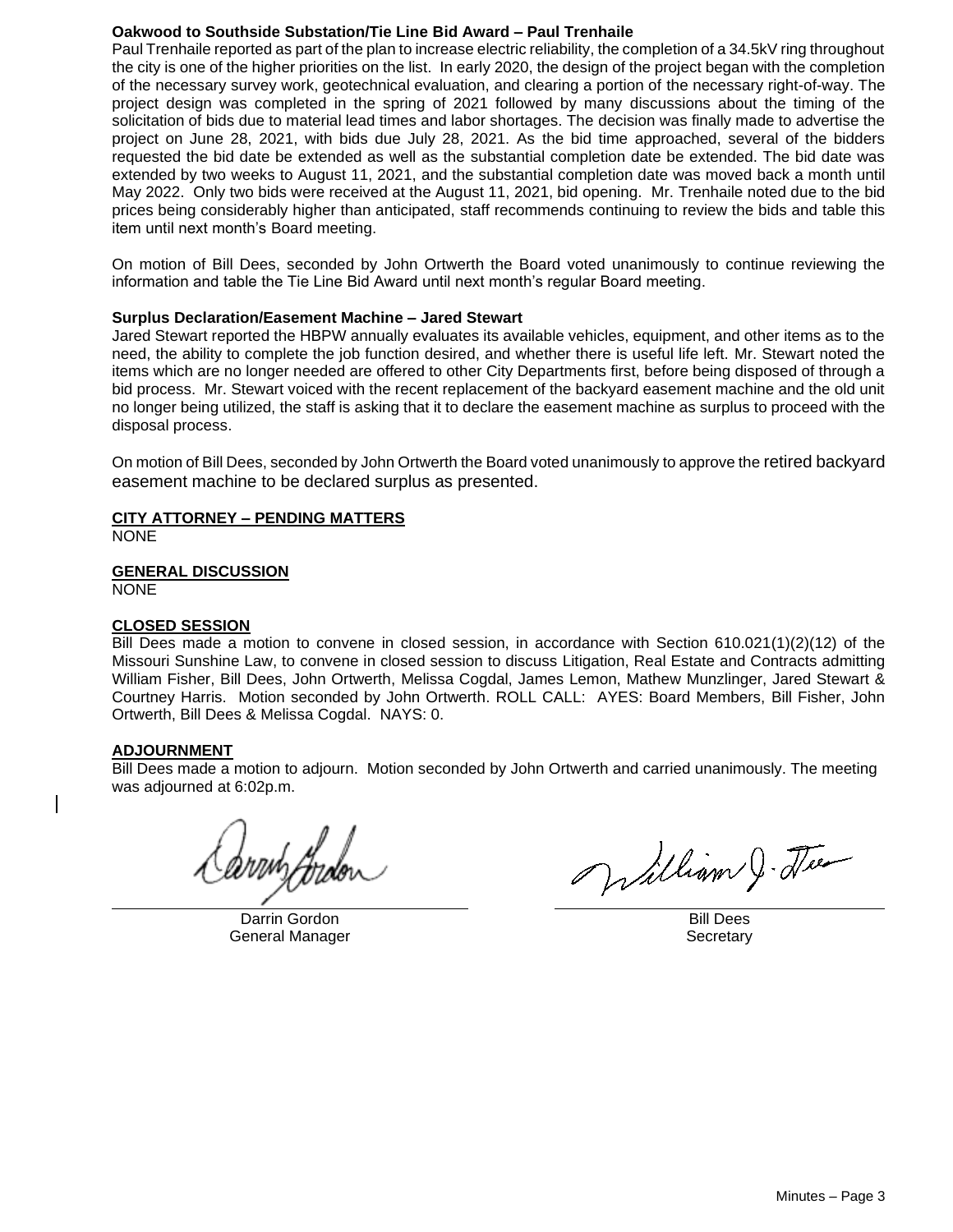**Oakwood to Southside Substation/Tie Line Bid Award – Paul Trenhaile**

Paul Trenhaile reported as part of the plan to increase electric reliability, the completion of a 34.5kV ring throughout the city is one of the higher priorities on the list. In early 2020, the design of the project began with the completion of the necessary survey work, geotechnical evaluation, and clearing a portion of the necessary right-of-way. The project design was completed in the spring of 2021 followed by many discussions about the timing of the solicitation of bids due to material lead times and labor shortages. The decision was finally made to advertise the project on June 28, 2021, with bids due July 28, 2021. As the bid time approached, several of the bidders requested the bid date be extended as well as the substantial completion date be extended. The bid date was extended by two weeks to August 11, 2021, and the substantial completion date was moved back a month until May 2022. Only two bids were received at the August 11, 2021, bid opening. Mr. Trenhaile noted due to the bid prices being considerably higher than anticipated, staff recommends continuing to review the bids and table this item until next month's Board meeting.

On motion of Bill Dees, seconded by John Ortwerth the Board voted unanimously to continue reviewing the information and table the Tie Line Bid Award until next month's regular Board meeting.

**Surplus Declaration/Easement Machine – Jared Stewart**

Jared Stewart reported the HBPW annually evaluates its available vehicles, equipment, and other items as to the need, the ability to complete the job function desired, and whether there is useful life left. Mr. Stewart noted the items which are no longer needed are offered to other City Departments first, before being disposed of through a bid process. Mr. Stewart voiced with the recent replacement of the backyard easement machine and the old unit no longer being utilized, the staff is asking that it to declare the easement machine as surplus to proceed with the disposal process.

On motion of Bill Dees, seconded by John Ortwerth the Board voted unanimously to approve the retired backyard easement machine to be declared surplus as presented.

**CITY ATTORNEY – PENDING MATTERS**

NONE

**GENERAL DISCUSSION**

NONE

**CLOSED SESSION**

Bill Dees made a motion to convene in closed session, in accordance with Section 610.021(1)(2)(12) of the Missouri Sunshine Law, to convene in closed session to discuss Litigation, Real Estate and Contracts admitting William Fisher, Bill Dees, John Ortwerth, Melissa Cogdal, James Lemon, Mathew Munzlinger, Jared Stewart & Courtney Harris. Motion seconded by John Ortwerth. ROLL CALL: AYES: Board Members, Bill Fisher, John Ortwerth, Bill Dees & Melissa Cogdal. NAYS: 0.

**ADJOURNMENT**

Bill Dees made a motion to adjourn. Motion seconded by John Ortwerth and carried unanimously. The meeting was adjourned at 6:02p.m.

Darrin Gordon
General Manager

Bill Dees
Secretary